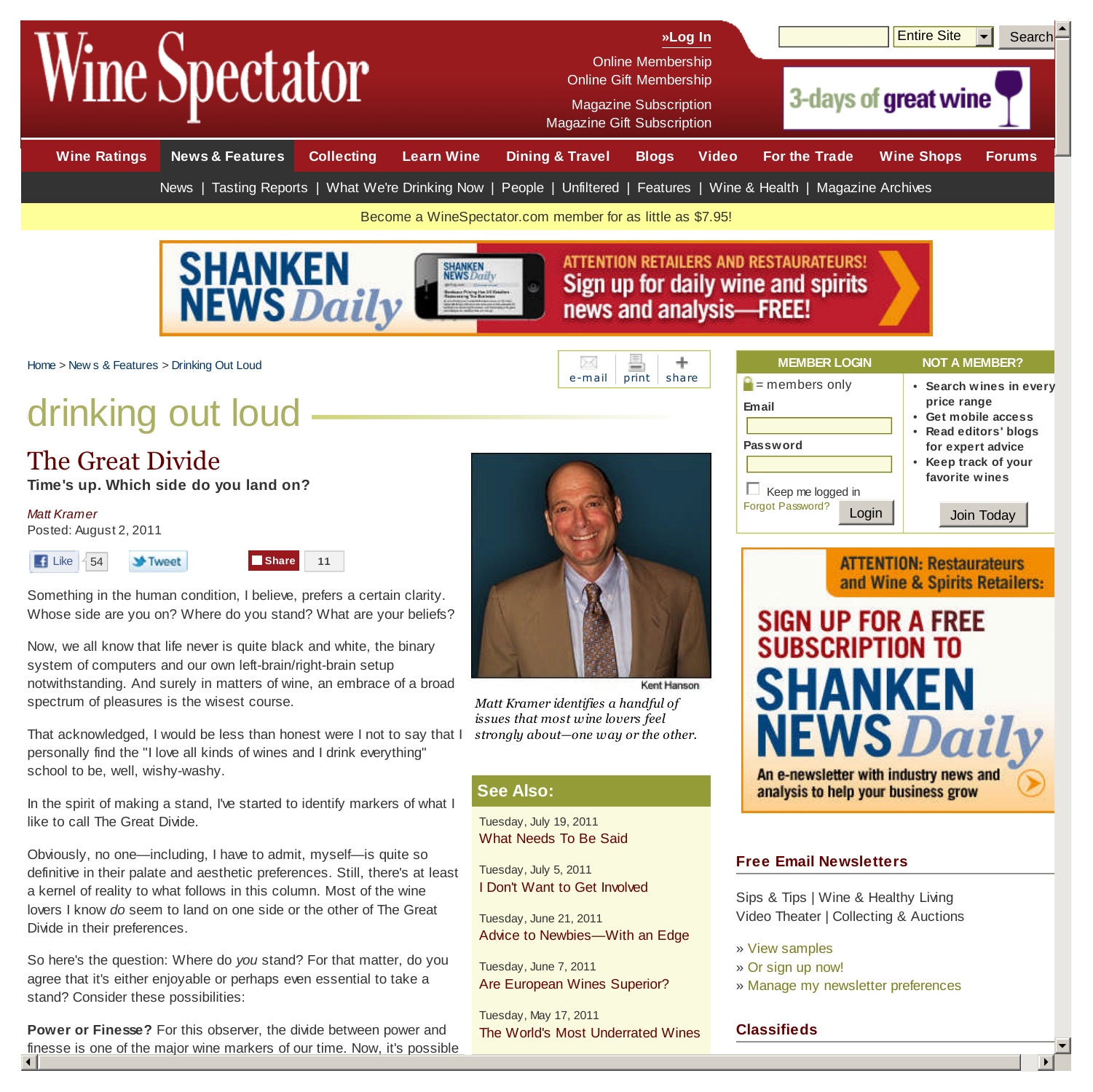Home > News & Features > Drinking Out Loud

# drinking out loud

## The Great Divide

**Time's up. Which side do you land on?**

*Matt Kramer*
Posted: August 2, 2011

Kent Hanson

*Matt Kramer identifies a handful of issues that most wine lovers feel strongly about—one way or the other.*

Something in the human condition, I believe, prefers a certain clarity. Whose side are you on? Where do you stand? What are your beliefs?

Now, we all know that life never is quite black and white, the binary system of computers and our own left-brain/right-brain setup notwithstanding. And surely in matters of wine, an embrace of a broad spectrum of pleasures is the wisest course.

That acknowledged, I would be less than honest were I not to say that I personally find the "I love all kinds of wines and I drink everything" school to be, well, wishy-washy.

In the spirit of making a stand, I've started to identify markers of what I like to call The Great Divide.

Obviously, no one—including, I have to admit, myself—is quite so definitive in their palate and aesthetic preferences. Still, there's at least a kernel of reality to what follows in this column. Most of the wine lovers I know *do* seem to land on one side or the other of The Great Divide in their preferences.

So here's the question: Where do *you* stand? For that matter, do you agree that it's either enjoyable or perhaps even essential to take a stand? Consider these possibilities:

**Power or Finesse?** For this observer, the divide between power and finesse is one of the major wine markers of our time. Now, it's possible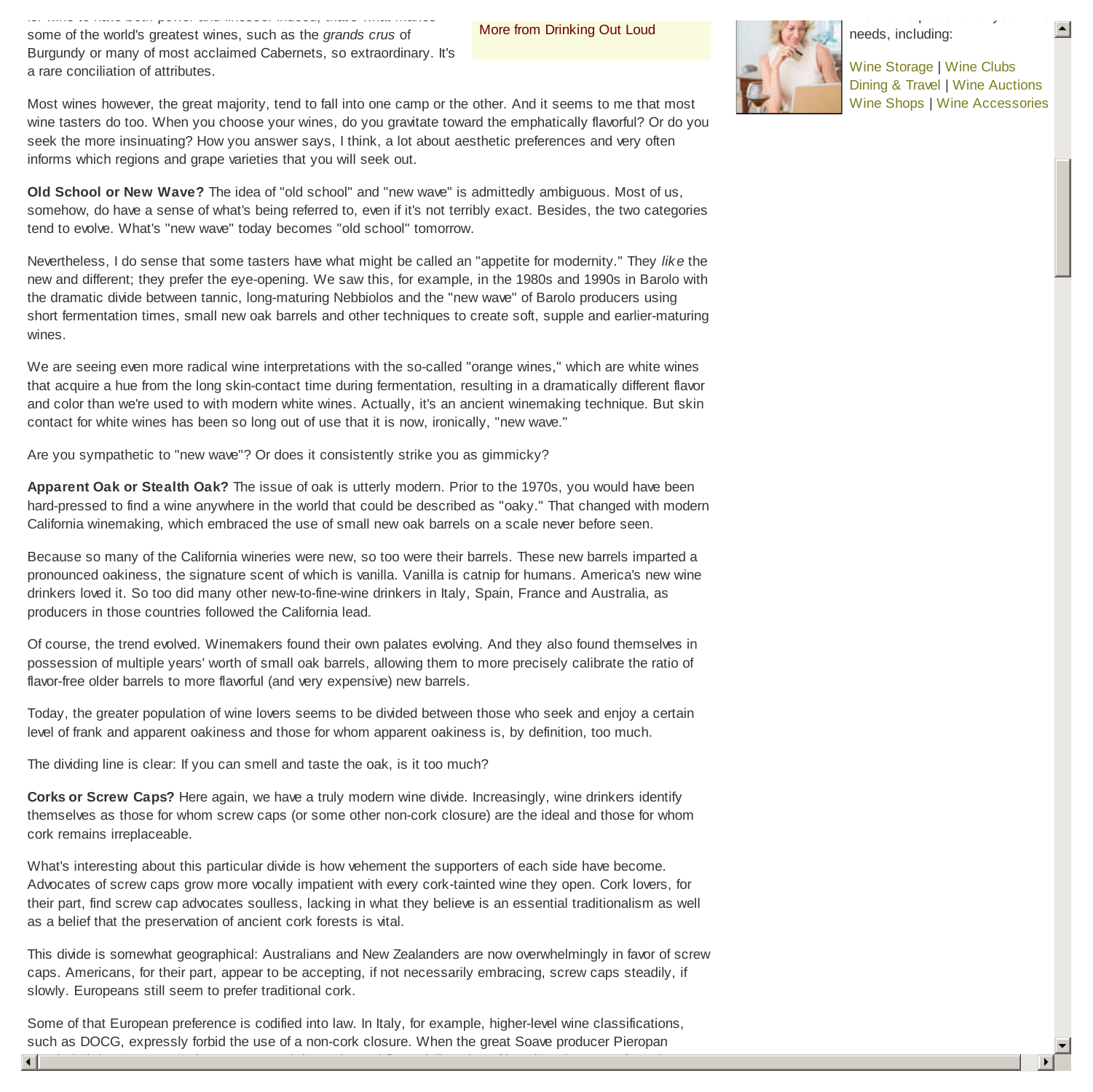some of the world's greatest wines, such as the *grands crus* of Burgundy or many of most acclaimed Cabernets, so extraordinary. It's a rare conciliation of attributes.

More from Drinking Out Loud

needs, including:

Wine Storage | Wine Clubs
Dining & Travel | Wine Auctions
Wine Shops | Wine Accessories

Most wines however, the great majority, tend to fall into one camp or the other. And it seems to me that most wine tasters do too. When you choose your wines, do you gravitate toward the emphatically flavorful? Or do you seek the more insinuating? How you answer says, I think, a lot about aesthetic preferences and very often informs which regions and grape varieties that you will seek out.

**Old School or New Wave?** The idea of "old school" and "new wave" is admittedly ambiguous. Most of us, somehow, do have a sense of what's being referred to, even if it's not terribly exact. Besides, the two categories tend to evolve. What's "new wave" today becomes "old school" tomorrow.

Nevertheless, I do sense that some tasters have what might be called an "appetite for modernity." They *like* the new and different; they prefer the eye-opening. We saw this, for example, in the 1980s and 1990s in Barolo with the dramatic divide between tannic, long-maturing Nebbiolos and the "new wave" of Barolo producers using short fermentation times, small new oak barrels and other techniques to create soft, supple and earlier-maturing wines.

We are seeing even more radical wine interpretations with the so-called "orange wines," which are white wines that acquire a hue from the long skin-contact time during fermentation, resulting in a dramatically different flavor and color than we're used to with modern white wines. Actually, it's an ancient winemaking technique. But skin contact for white wines has been so long out of use that it is now, ironically, "new wave."

Are you sympathetic to "new wave"? Or does it consistently strike you as gimmicky?

**Apparent Oak or Stealth Oak?** The issue of oak is utterly modern. Prior to the 1970s, you would have been hard-pressed to find a wine anywhere in the world that could be described as "oaky." That changed with modern California winemaking, which embraced the use of small new oak barrels on a scale never before seen.

Because so many of the California wineries were new, so too were their barrels. These new barrels imparted a pronounced oakiness, the signature scent of which is vanilla. Vanilla is catnip for humans. America's new wine drinkers loved it. So too did many other new-to-fine-wine drinkers in Italy, Spain, France and Australia, as producers in those countries followed the California lead.

Of course, the trend evolved. Winemakers found their own palates evolving. And they also found themselves in possession of multiple years' worth of small oak barrels, allowing them to more precisely calibrate the ratio of flavor-free older barrels to more flavorful (and very expensive) new barrels.

Today, the greater population of wine lovers seems to be divided between those who seek and enjoy a certain level of frank and apparent oakiness and those for whom apparent oakiness is, by definition, too much.

The dividing line is clear: If you can smell and taste the oak, is it too much?

**Corks or Screw Caps?** Here again, we have a truly modern wine divide. Increasingly, wine drinkers identify themselves as those for whom screw caps (or some other non-cork closure) are the ideal and those for whom cork remains irreplaceable.

What's interesting about this particular divide is how vehement the supporters of each side have become. Advocates of screw caps grow more vocally impatient with every cork-tainted wine they open. Cork lovers, for their part, find screw cap advocates soulless, lacking in what they believe is an essential traditionalism as well as a belief that the preservation of ancient cork forests is vital.

This divide is somewhat geographical: Australians and New Zealanders are now overwhelmingly in favor of screw caps. Americans, for their part, appear to be accepting, if not necessarily embracing, screw caps steadily, if slowly. Europeans still seem to prefer traditional cork.

Some of that European preference is codified into law. In Italy, for example, higher-level wine classifications, such as DOCG, expressly forbid the use of a non-cork closure. When the great Soave producer Pieropan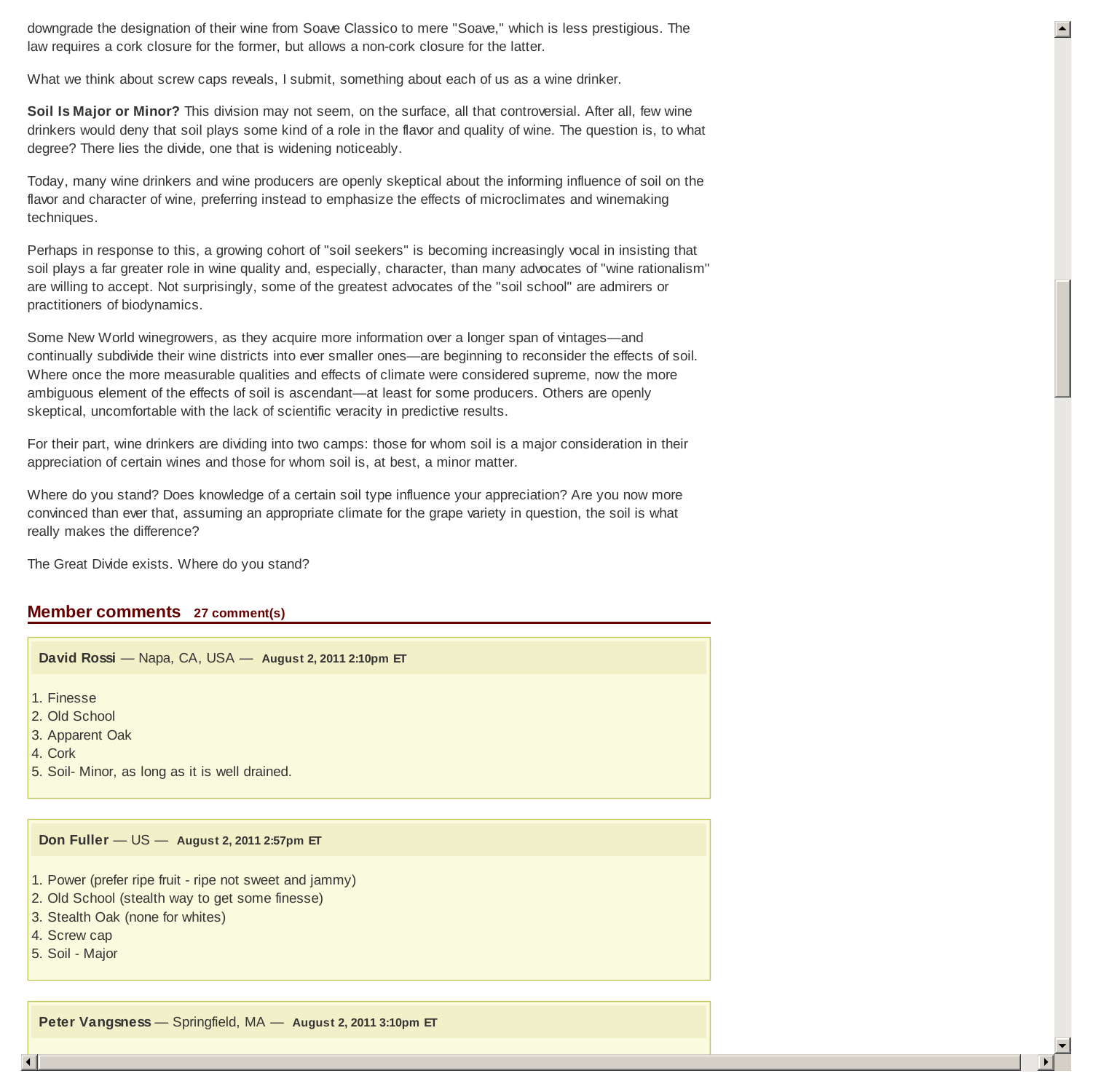downgrade the designation of their wine from Soave Classico to mere "Soave," which is less prestigious. The law requires a cork closure for the former, but allows a non-cork closure for the latter.

What we think about screw caps reveals, I submit, something about each of us as a wine drinker.

**Soil Is Major or Minor?** This division may not seem, on the surface, all that controversial. After all, few wine drinkers would deny that soil plays some kind of a role in the flavor and quality of wine. The question is, to what degree? There lies the divide, one that is widening noticeably.

Today, many wine drinkers and wine producers are openly skeptical about the informing influence of soil on the flavor and character of wine, preferring instead to emphasize the effects of microclimates and winemaking techniques.

Perhaps in response to this, a growing cohort of "soil seekers" is becoming increasingly vocal in insisting that soil plays a far greater role in wine quality and, especially, character, than many advocates of "wine rationalism" are willing to accept. Not surprisingly, some of the greatest advocates of the "soil school" are admirers or practitioners of biodynamics.

Some New World winegrowers, as they acquire more information over a longer span of vintages—and continually subdivide their wine districts into ever smaller ones—are beginning to reconsider the effects of soil. Where once the more measurable qualities and effects of climate were considered supreme, now the more ambiguous element of the effects of soil is ascendant—at least for some producers. Others are openly skeptical, uncomfortable with the lack of scientific veracity in predictive results.

For their part, wine drinkers are dividing into two camps: those for whom soil is a major consideration in their appreciation of certain wines and those for whom soil is, at best, a minor matter.

Where do you stand? Does knowledge of a certain soil type influence your appreciation? Are you now more convinced than ever that, assuming an appropriate climate for the grape variety in question, the soil is what really makes the difference?

The Great Divide exists. Where do you stand?

## Member comments 27 comment(s)

**David Rossi** — Napa, CA, USA — **August 2, 2011 2:10pm ET**

1. Finesse
2. Old School
3. Apparent Oak
4. Cork
5. Soil- Minor, as long as it is well drained.

**Don Fuller** — US — **August 2, 2011 2:57pm ET**

1. Power (prefer ripe fruit - ripe not sweet and jammy)
2. Old School (stealth way to get some finesse)
3. Stealth Oak (none for whites)
4. Screw cap
5. Soil - Major

**Peter Vangsness** — Springfield, MA — **August 2, 2011 3:10pm ET**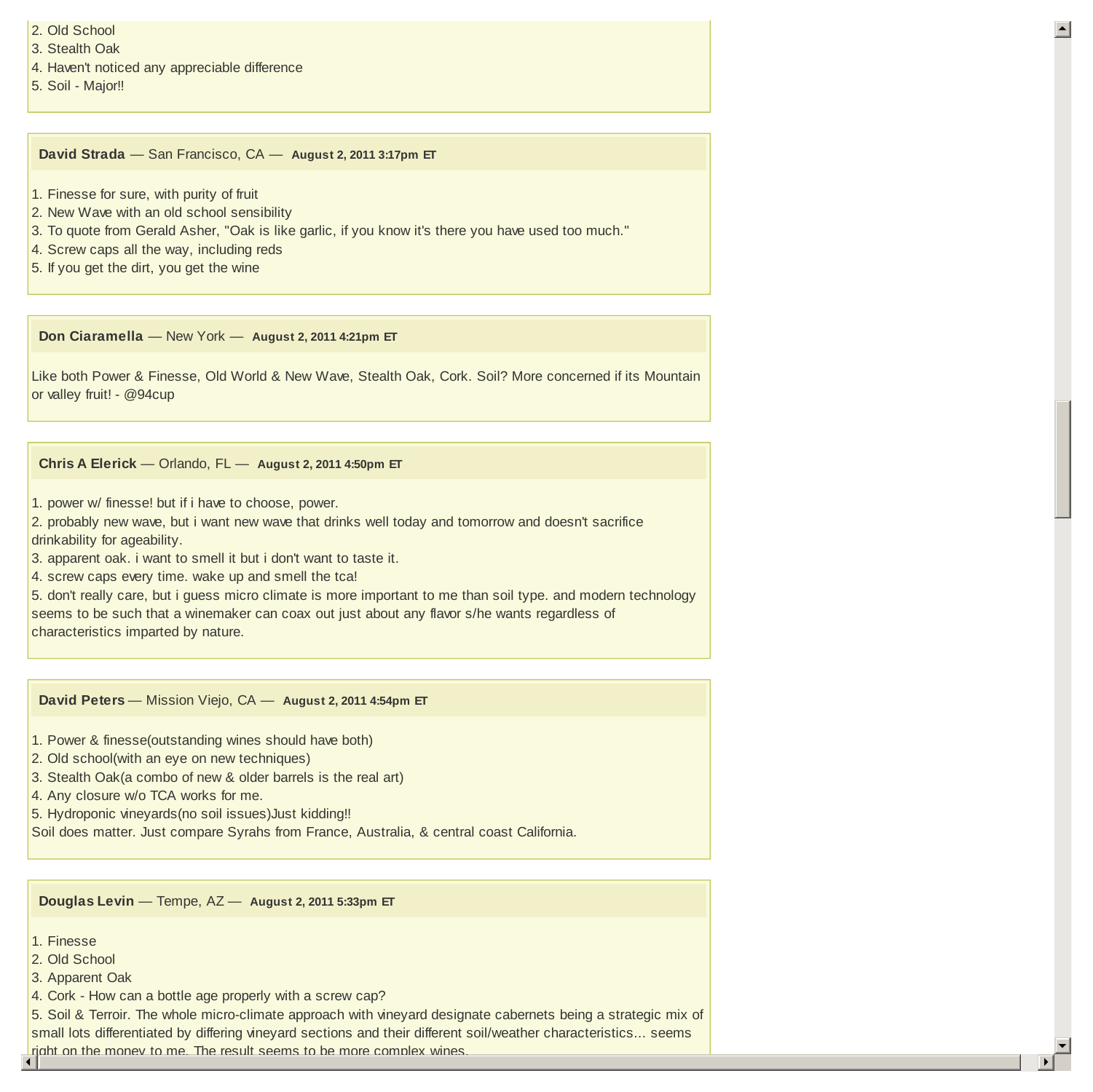2. Old School
3. Stealth Oak
4. Haven't noticed any appreciable difference
5. Soil - Major!!

**David Strada** — San Francisco, CA — **August 2, 2011 3:17pm ET**

1. Finesse for sure, with purity of fruit
2. New Wave with an old school sensibility
3. To quote from Gerald Asher, "Oak is like garlic, if you know it's there you have used too much."
4. Screw caps all the way, including reds
5. If you get the dirt, you get the wine

**Don Ciaramella** — New York — **August 2, 2011 4:21pm ET**

Like both Power & Finesse, Old World & New Wave, Stealth Oak, Cork. Soil? More concerned if its Mountain or valley fruit! - @94cup

**Chris A Elerick** — Orlando, FL — **August 2, 2011 4:50pm ET**

1. power w/ finesse! but if i have to choose, power.
2. probably new wave, but i want new wave that drinks well today and tomorrow and doesn't sacrifice drinkability for ageability.
3. apparent oak. i want to smell it but i don't want to taste it.
4. screw caps every time. wake up and smell the tca!
5. don't really care, but i guess micro climate is more important to me than soil type. and modern technology seems to be such that a winemaker can coax out just about any flavor s/he wants regardless of characteristics imparted by nature.

**David Peters** — Mission Viejo, CA — **August 2, 2011 4:54pm ET**

1. Power & finesse(outstanding wines should have both)
2. Old school(with an eye on new techniques)
3. Stealth Oak(a combo of new & older barrels is the real art)
4. Any closure w/o TCA works for me.
5. Hydroponic vineyards(no soil issues)Just kidding!!
Soil does matter. Just compare Syrahs from France, Australia, & central coast California.

**Douglas Levin** — Tempe, AZ — **August 2, 2011 5:33pm ET**

1. Finesse
2. Old School
3. Apparent Oak
4. Cork - How can a bottle age properly with a screw cap?
5. Soil & Terroir. The whole micro-climate approach with vineyard designate cabernets being a strategic mix of small lots differentiated by differing vineyard sections and their different soil/weather characteristics... seems right on the money to me. The result seems to be more complex wines.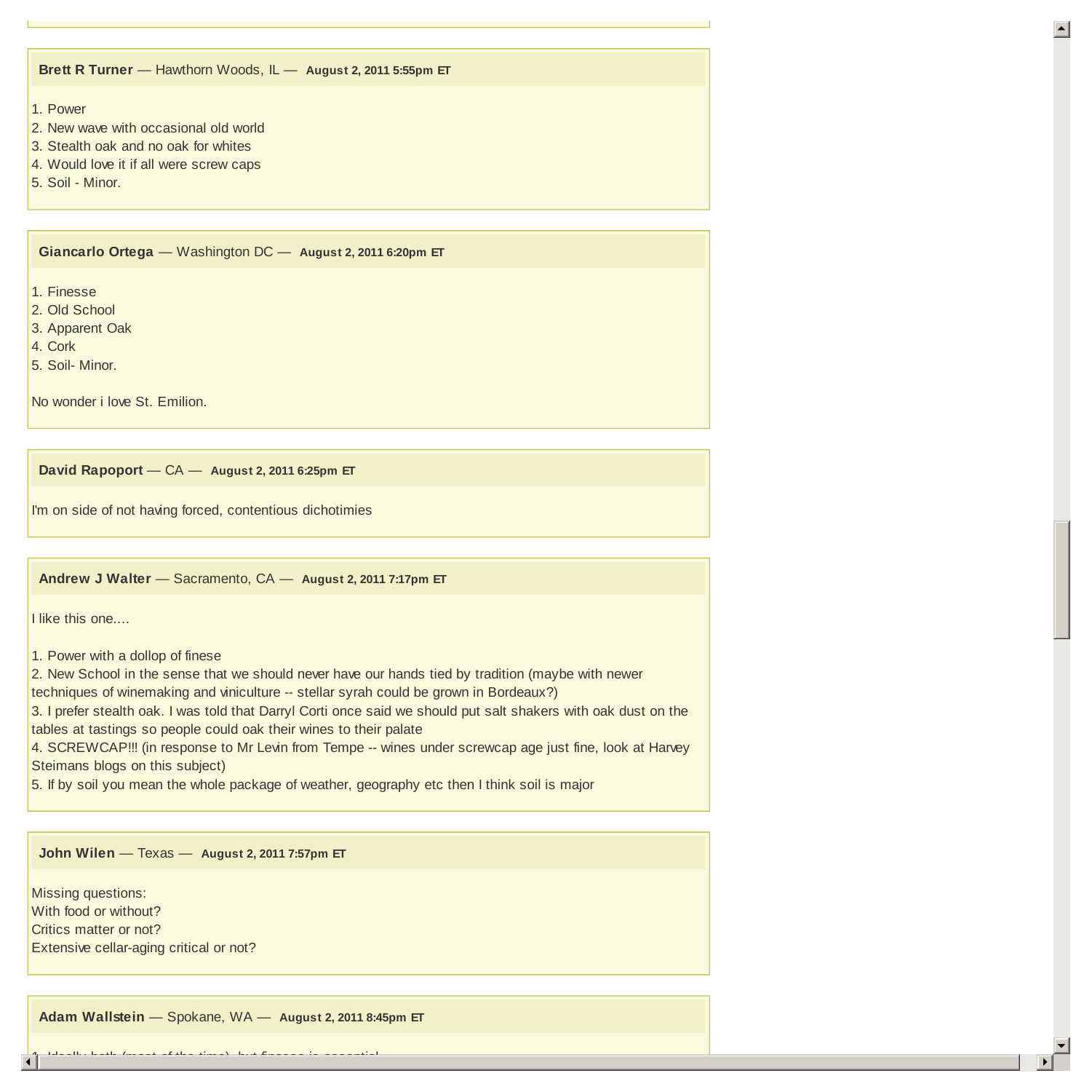**Brett R Turner** — Hawthorn Woods, IL — **August 2, 2011 5:55pm ET**

1. Power
2. New wave with occasional old world
3. Stealth oak and no oak for whites
4. Would love it if all were screw caps
5. Soil - Minor.

**Giancarlo Ortega** — Washington DC — **August 2, 2011 6:20pm ET**

1. Finesse
2. Old School
3. Apparent Oak
4. Cork
5. Soil- Minor.

No wonder i love St. Emilion.

**David Rapoport** — CA — **August 2, 2011 6:25pm ET**

I'm on side of not having forced, contentious dichotimies

**Andrew J Walter** — Sacramento, CA — **August 2, 2011 7:17pm ET**

I like this one....

1. Power with a dollop of finese
2. New School in the sense that we should never have our hands tied by tradition (maybe with newer techniques of winemaking and viniculture -- stellar syrah could be grown in Bordeaux?)
3. I prefer stealth oak. I was told that Darryl Corti once said we should put salt shakers with oak dust on the tables at tastings so people could oak their wines to their palate
4. SCREWCAP!!! (in response to Mr Levin from Tempe -- wines under screwcap age just fine, look at Harvey Steimans blogs on this subject)
5. If by soil you mean the whole package of weather, geography etc then I think soil is major

**John Wilen** — Texas — **August 2, 2011 7:57pm ET**

Missing questions:
With food or without?
Critics matter or not?
Extensive cellar-aging critical or not?

**Adam Wallstein** — Spokane, WA — **August 2, 2011 8:45pm ET**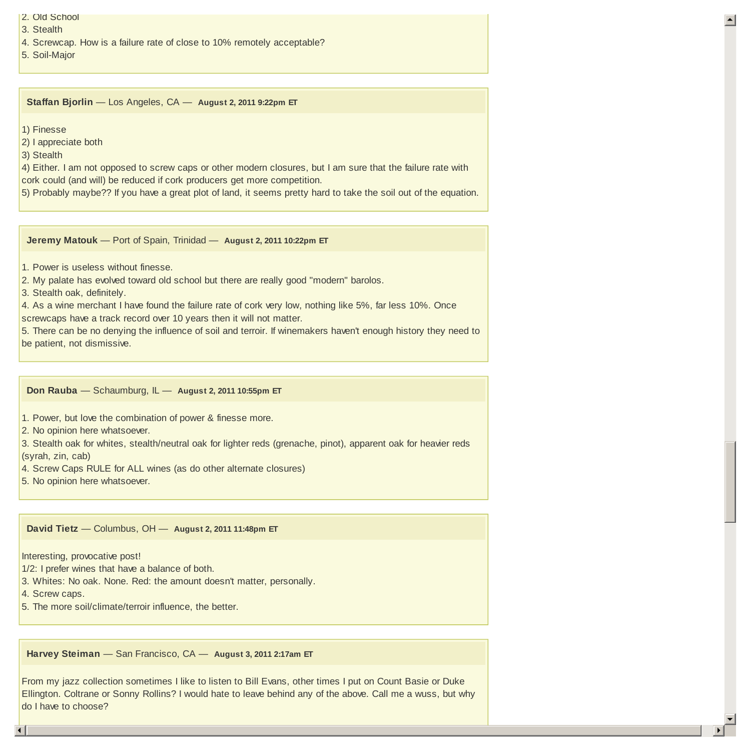2. Old School
3. Stealth
4. Screwcap. How is a failure rate of close to 10% remotely acceptable?
5. Soil-Major

**Staffan Bjorlin** — Los Angeles, CA — **August 2, 2011 9:22pm ET**

1) Finesse
2) I appreciate both
3) Stealth
4) Either. I am not opposed to screw caps or other modern closures, but I am sure that the failure rate with cork could (and will) be reduced if cork producers get more competition.
5) Probably maybe?? If you have a great plot of land, it seems pretty hard to take the soil out of the equation.

**Jeremy Matouk** — Port of Spain, Trinidad — **August 2, 2011 10:22pm ET**

1. Power is useless without finesse.
2. My palate has evolved toward old school but there are really good "modern" barolos.
3. Stealth oak, definitely.
4. As a wine merchant I have found the failure rate of cork very low, nothing like 5%, far less 10%. Once screwcaps have a track record over 10 years then it will not matter.
5. There can be no denying the influence of soil and terroir. If winemakers haven't enough history they need to be patient, not dismissive.

**Don Rauba** — Schaumburg, IL — **August 2, 2011 10:55pm ET**

1. Power, but love the combination of power & finesse more.
2. No opinion here whatsoever.
3. Stealth oak for whites, stealth/neutral oak for lighter reds (grenache, pinot), apparent oak for heavier reds (syrah, zin, cab)
4. Screw Caps RULE for ALL wines (as do other alternate closures)
5. No opinion here whatsoever.

**David Tietz** — Columbus, OH — **August 2, 2011 11:48pm ET**

Interesting, provocative post!
1/2: I prefer wines that have a balance of both.
3. Whites: No oak. None. Red: the amount doesn't matter, personally.
4. Screw caps.
5. The more soil/climate/terroir influence, the better.

**Harvey Steiman** — San Francisco, CA — **August 3, 2011 2:17am ET**

From my jazz collection sometimes I like to listen to Bill Evans, other times I put on Count Basie or Duke Ellington. Coltrane or Sonny Rollins? I would hate to leave behind any of the above. Call me a wuss, but why do I have to choose?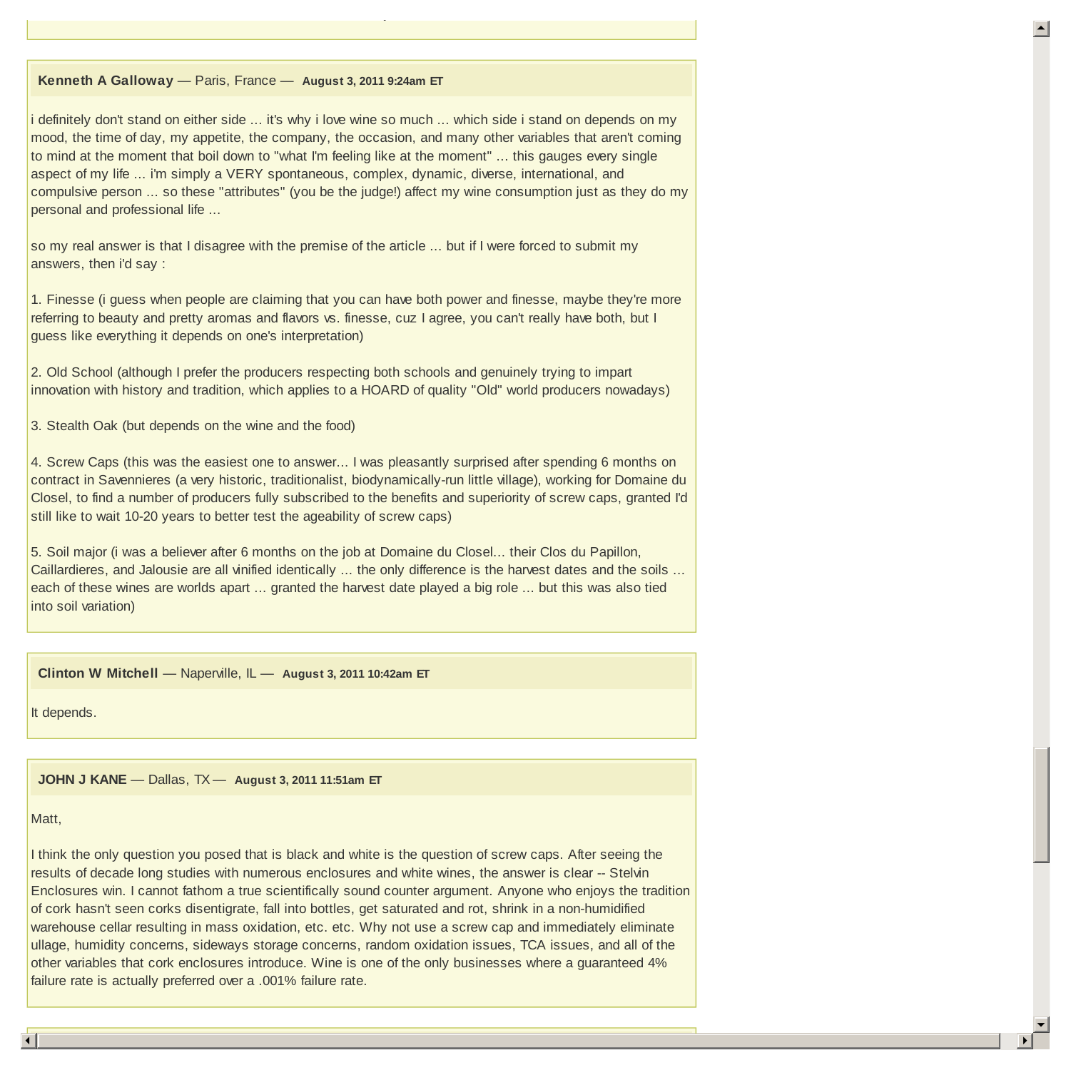**Kenneth A Galloway** — Paris, France — **August 3, 2011 9:24am ET**

i definitely don't stand on either side ... it's why i love wine so much ... which side i stand on depends on my mood, the time of day, my appetite, the company, the occasion, and many other variables that aren't coming to mind at the moment that boil down to "what I'm feeling like at the moment" ... this gauges every single aspect of my life ... i'm simply a VERY spontaneous, complex, dynamic, diverse, international, and compulsive person ... so these "attributes" (you be the judge!) affect my wine consumption just as they do my personal and professional life ...

so my real answer is that I disagree with the premise of the article ... but if I were forced to submit my answers, then i'd say :

1. Finesse (i guess when people are claiming that you can have both power and finesse, maybe they're more referring to beauty and pretty aromas and flavors vs. finesse, cuz I agree, you can't really have both, but I guess like everything it depends on one's interpretation)

2. Old School (although I prefer the producers respecting both schools and genuinely trying to impart innovation with history and tradition, which applies to a HOARD of quality "Old" world producers nowadays)

3. Stealth Oak (but depends on the wine and the food)

4. Screw Caps (this was the easiest one to answer... I was pleasantly surprised after spending 6 months on contract in Savennieres (a very historic, traditionalist, biodynamically-run little village), working for Domaine du Closel, to find a number of producers fully subscribed to the benefits and superiority of screw caps, granted I'd still like to wait 10-20 years to better test the ageability of screw caps)

5. Soil major (i was a believer after 6 months on the job at Domaine du Closel... their Clos du Papillon, Caillardieres, and Jalousie are all vinified identically ... the only difference is the harvest dates and the soils ... each of these wines are worlds apart ... granted the harvest date played a big role ... but this was also tied into soil variation)

**Clinton W Mitchell** — Naperville, IL — **August 3, 2011 10:42am ET**

It depends.

**JOHN J KANE** — Dallas, TX — **August 3, 2011 11:51am ET**

Matt,

I think the only question you posed that is black and white is the question of screw caps. After seeing the results of decade long studies with numerous enclosures and white wines, the answer is clear -- Stelvin Enclosures win. I cannot fathom a true scientifically sound counter argument. Anyone who enjoys the tradition of cork hasn't seen corks disentigrate, fall into bottles, get saturated and rot, shrink in a non-humidified warehouse cellar resulting in mass oxidation, etc. etc. Why not use a screw cap and immediately eliminate ullage, humidity concerns, sideways storage concerns, random oxidation issues, TCA issues, and all of the other variables that cork enclosures introduce. Wine is one of the only businesses where a guaranteed 4% failure rate is actually preferred over a .001% failure rate.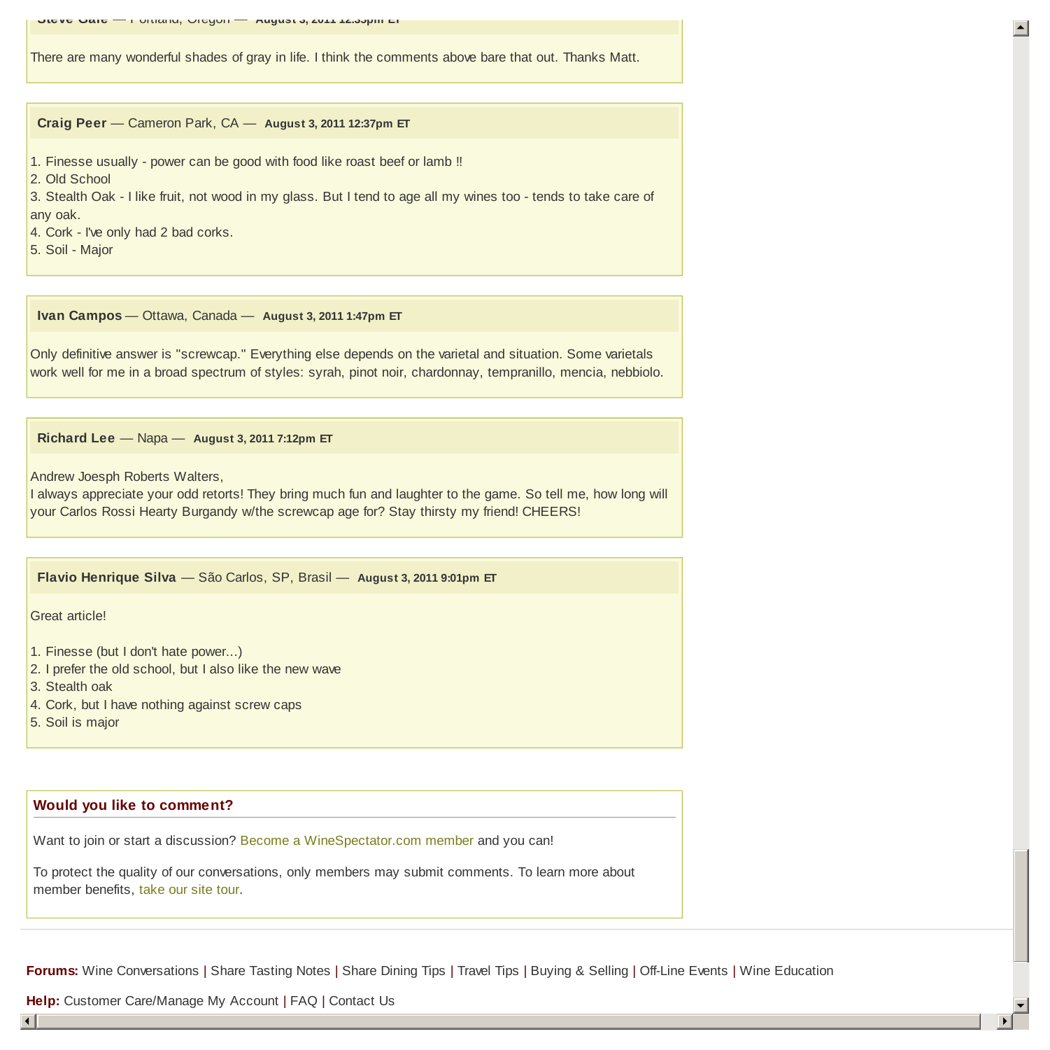**Steve Gale** — Portland, Oregon — **August 3, 2011 12:35pm ET**

There are many wonderful shades of gray in life. I think the comments above bare that out. Thanks Matt.

**Craig Peer** — Cameron Park, CA — **August 3, 2011 12:37pm ET**

1. Finesse usually - power can be good with food like roast beef or lamb !!
2. Old School
3. Stealth Oak - I like fruit, not wood in my glass. But I tend to age all my wines too - tends to take care of any oak.
4. Cork - I've only had 2 bad corks.
5. Soil - Major

**Ivan Campos** — Ottawa, Canada — **August 3, 2011 1:47pm ET**

Only definitive answer is "screwcap." Everything else depends on the varietal and situation. Some varietals work well for me in a broad spectrum of styles: syrah, pinot noir, chardonnay, tempranillo, mencia, nebbiolo.

**Richard Lee** — Napa — **August 3, 2011 7:12pm ET**

Andrew Joesph Roberts Walters,
I always appreciate your odd retorts! They bring much fun and laughter to the game. So tell me, how long will your Carlos Rossi Hearty Burgandy w/the screwcap age for? Stay thirsty my friend! CHEERS!

**Flavio Henrique Silva** — São Carlos, SP, Brasil — **August 3, 2011 9:01pm ET**

Great article!

1. Finesse (but I don't hate power...)
2. I prefer the old school, but I also like the new wave
3. Stealth oak
4. Cork, but I have nothing against screw caps
5. Soil is major

## Would you like to comment?

Want to join or start a discussion? Become a WineSpectator.com member and you can!

To protect the quality of our conversations, only members may submit comments. To learn more about member benefits, take our site tour.

**Forums:** Wine Conversations | Share Tasting Notes | Share Dining Tips | Travel Tips | Buying & Selling | Off-Line Events | Wine Education

**Help:** Customer Care/Manage My Account | FAQ | Contact Us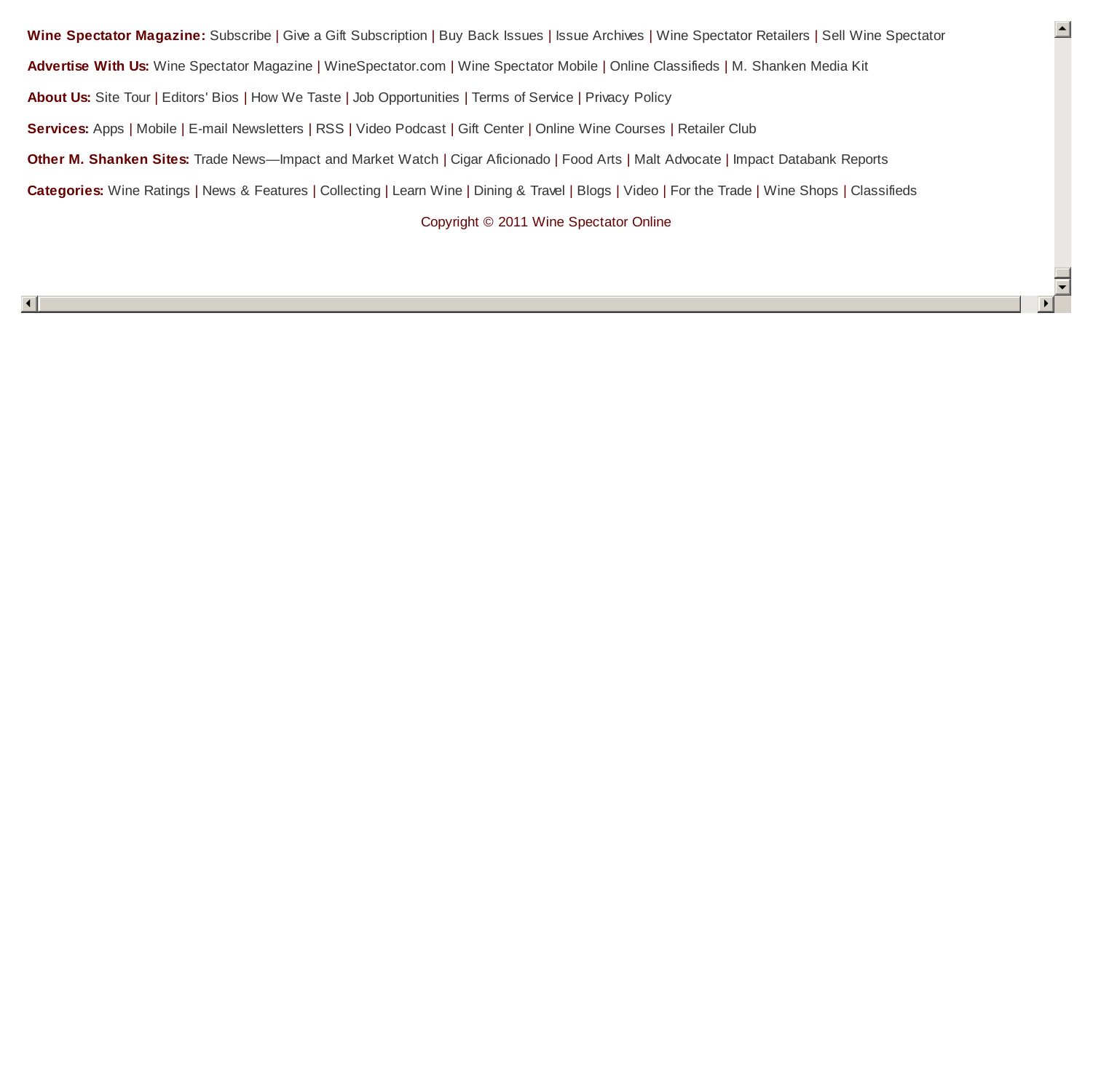**Wine Spectator Magazine:** Subscribe | Give a Gift Subscription | Buy Back Issues | Issue Archives | Wine Spectator Retailers | Sell Wine Spectator

**Advertise With Us:** Wine Spectator Magazine | WineSpectator.com | Wine Spectator Mobile | Online Classifieds | M. Shanken Media Kit

**About Us:** Site Tour | Editors' Bios | How We Taste | Job Opportunities | Terms of Service | Privacy Policy

**Services:** Apps | Mobile | E-mail Newsletters | RSS | Video Podcast | Gift Center | Online Wine Courses | Retailer Club

**Other M. Shanken Sites:** Trade News—Impact and Market Watch | Cigar Aficionado | Food Arts | Malt Advocate | Impact Databank Reports

**Categories:** Wine Ratings | News & Features | Collecting | Learn Wine | Dining & Travel | Blogs | Video | For the Trade | Wine Shops | Classifieds

Copyright © 2011 Wine Spectator Online